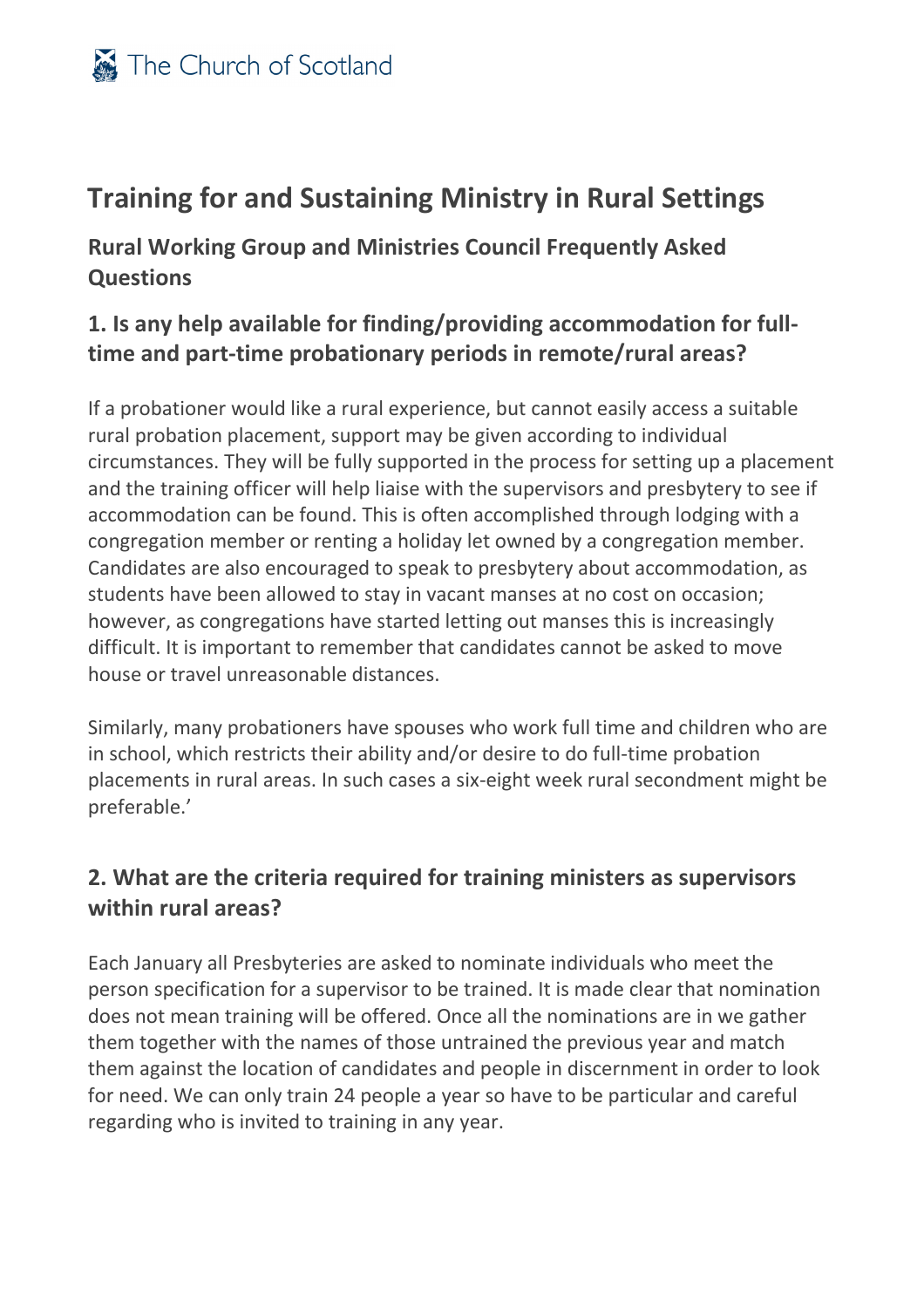The Church of Scotland

# Training for and Sustaining Ministry in Rural Settings

## Rural Working Group and Ministries Council Frequently Asked Questions

## 1. Is any help available for finding/providing accommodation for full-time and part-time probationary periods in remote/rural areas?

If a probationer would like a rural experience, but cannot easily access a suitable rural probation placement, support may be given according to individual circumstances. They will be fully supported in the process for setting up a placement and the training officer will help liaise with the supervisors and presbytery to see if accommodation can be found. This is often accomplished through lodging with a congregation member or renting a holiday let owned by a congregation member. Candidates are also encouraged to speak to presbytery about accommodation, as students have been allowed to stay in vacant manses at no cost on occasion; however, as congregations have started letting out manses this is increasingly difficult. It is important to remember that candidates cannot be asked to move house or travel unreasonable distances.

Similarly, many probationers have spouses who work full time and children who are in school, which restricts their ability and/or desire to do full-time probation placements in rural areas. In such cases a six-eight week rural secondment might be preferable.'

## 2. What are the criteria required for training ministers as supervisors within rural areas?

Each January all Presbyteries are asked to nominate individuals who meet the person specification for a supervisor to be trained. It is made clear that nomination does not mean training will be offered. Once all the nominations are in we gather them together with the names of those untrained the previous year and match them against the location of candidates and people in discernment in order to look for need. We can only train 24 people a year so have to be particular and careful regarding who is invited to training in any year.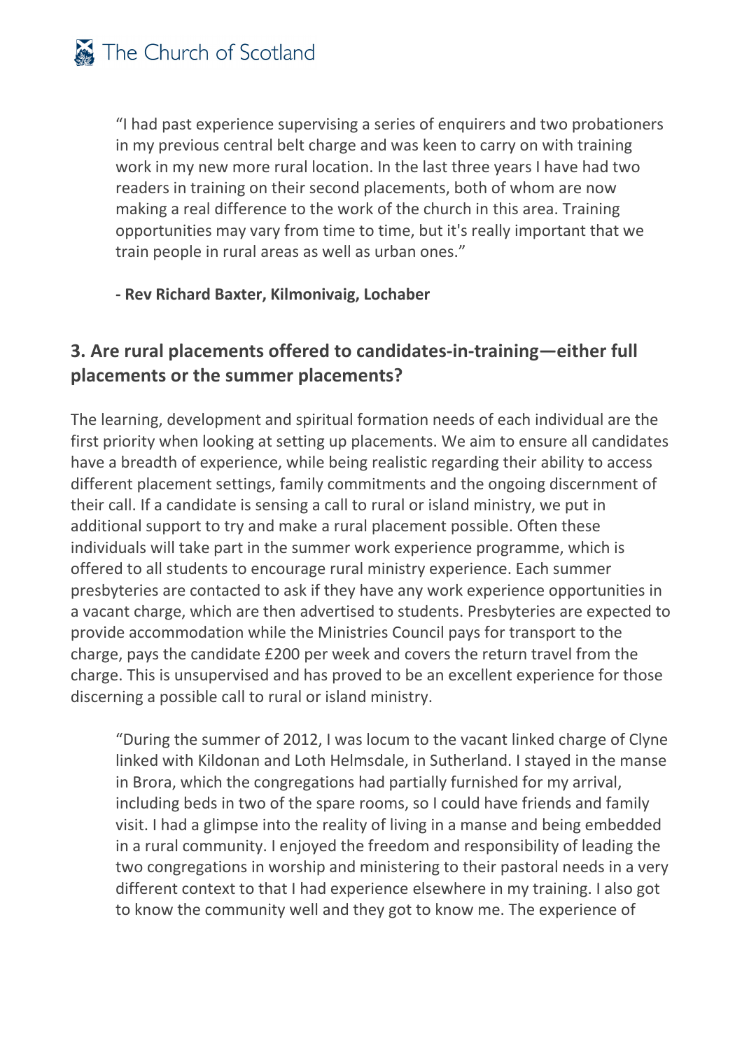"I had past experience supervising a series of enquirers and two probationers in my previous central belt charge and was keen to carry on with training work in my new more rural location. In the last three years I have had two readers in training on their second placements, both of whom are now making a real difference to the work of the church in this area. Training opportunities may vary from time to time, but it's really important that we train people in rural areas as well as urban ones."

**- Rev Richard Baxter, Kilmonivaig, Lochaber**

## 3. Are rural placements offered to candidates-in-training—either full placements or the summer placements?

The learning, development and spiritual formation needs of each individual are the first priority when looking at setting up placements. We aim to ensure all candidates have a breadth of experience, while being realistic regarding their ability to access different placement settings, family commitments and the ongoing discernment of their call. If a candidate is sensing a call to rural or island ministry, we put in additional support to try and make a rural placement possible. Often these individuals will take part in the summer work experience programme, which is offered to all students to encourage rural ministry experience. Each summer presbyteries are contacted to ask if they have any work experience opportunities in a vacant charge, which are then advertised to students. Presbyteries are expected to provide accommodation while the Ministries Council pays for transport to the charge, pays the candidate £200 per week and covers the return travel from the charge. This is unsupervised and has proved to be an excellent experience for those discerning a possible call to rural or island ministry.

"During the summer of 2012, I was locum to the vacant linked charge of Clyne linked with Kildonan and Loth Helmsdale, in Sutherland. I stayed in the manse in Brora, which the congregations had partially furnished for my arrival, including beds in two of the spare rooms, so I could have friends and family visit. I had a glimpse into the reality of living in a manse and being embedded in a rural community. I enjoyed the freedom and responsibility of leading the two congregations in worship and ministering to their pastoral needs in a very different context to that I had experience elsewhere in my training. I also got to know the community well and they got to know me. The experience of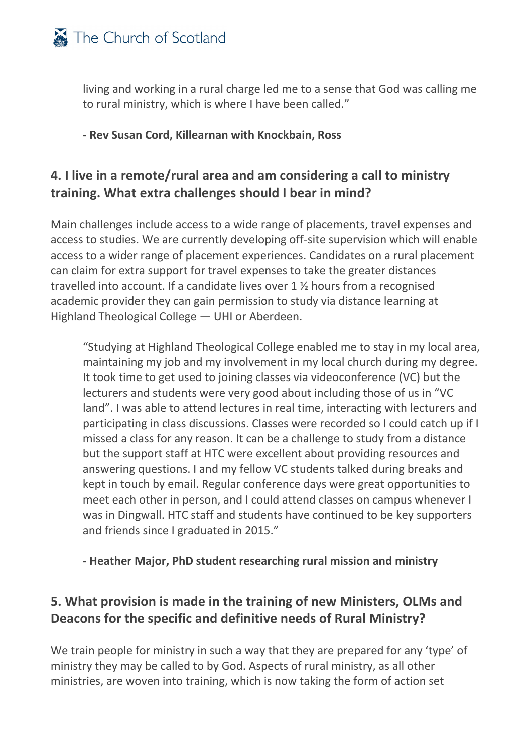> living and working in a rural charge led me to a sense that God was calling me to rural ministry, which is where I have been called."
>
> **- Rev Susan Cord, Killearnan with Knockbain, Ross**

## 4. I live in a remote/rural area and am considering a call to ministry training. What extra challenges should I bear in mind?

Main challenges include access to a wide range of placements, travel expenses and access to studies. We are currently developing off-site supervision which will enable access to a wider range of placement experiences. Candidates on a rural placement can claim for extra support for travel expenses to take the greater distances travelled into account. If a candidate lives over 1 ½ hours from a recognised academic provider they can gain permission to study via distance learning at Highland Theological College — UHI or Aberdeen.

> "Studying at Highland Theological College enabled me to stay in my local area, maintaining my job and my involvement in my local church during my degree. It took time to get used to joining classes via videoconference (VC) but the lecturers and students were very good about including those of us in "VC land". I was able to attend lectures in real time, interacting with lecturers and participating in class discussions. Classes were recorded so I could catch up if I missed a class for any reason. It can be a challenge to study from a distance but the support staff at HTC were excellent about providing resources and answering questions. I and my fellow VC students talked during breaks and kept in touch by email. Regular conference days were great opportunities to meet each other in person, and I could attend classes on campus whenever I was in Dingwall. HTC staff and students have continued to be key supporters and friends since I graduated in 2015."
>
> **- Heather Major, PhD student researching rural mission and ministry**

## 5. What provision is made in the training of new Ministers, OLMs and Deacons for the specific and definitive needs of Rural Ministry?

We train people for ministry in such a way that they are prepared for any 'type' of ministry they may be called to by God. Aspects of rural ministry, as all other ministries, are woven into training, which is now taking the form of action set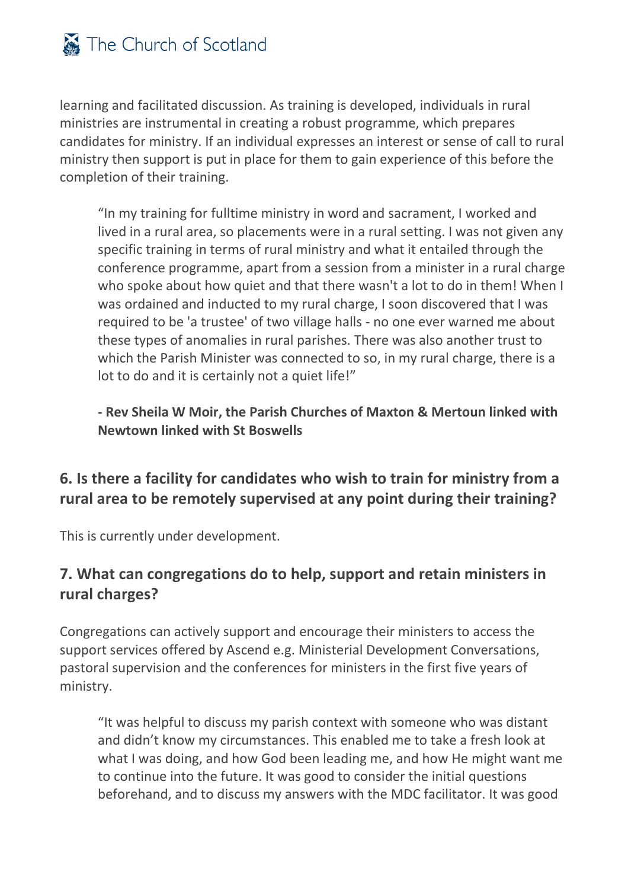learning and facilitated discussion. As training is developed, individuals in rural ministries are instrumental in creating a robust programme, which prepares candidates for ministry. If an individual expresses an interest or sense of call to rural ministry then support is put in place for them to gain experience of this before the completion of their training.

> "In my training for fulltime ministry in word and sacrament, I worked and lived in a rural area, so placements were in a rural setting. I was not given any specific training in terms of rural ministry and what it entailed through the conference programme, apart from a session from a minister in a rural charge who spoke about how quiet and that there wasn't a lot to do in them! When I was ordained and inducted to my rural charge, I soon discovered that I was required to be 'a trustee' of two village halls - no one ever warned me about these types of anomalies in rural parishes. There was also another trust to which the Parish Minister was connected to so, in my rural charge, there is a lot to do and it is certainly not a quiet life!"
>
> **- Rev Sheila W Moir, the Parish Churches of Maxton & Mertoun linked with Newtown linked with St Boswells**

## 6. Is there a facility for candidates who wish to train for ministry from a rural area to be remotely supervised at any point during their training?

This is currently under development.

## 7. What can congregations do to help, support and retain ministers in rural charges?

Congregations can actively support and encourage their ministers to access the support services offered by Ascend e.g. Ministerial Development Conversations, pastoral supervision and the conferences for ministers in the first five years of ministry.

> "It was helpful to discuss my parish context with someone who was distant and didn't know my circumstances. This enabled me to take a fresh look at what I was doing, and how God been leading me, and how He might want me to continue into the future. It was good to consider the initial questions beforehand, and to discuss my answers with the MDC facilitator. It was good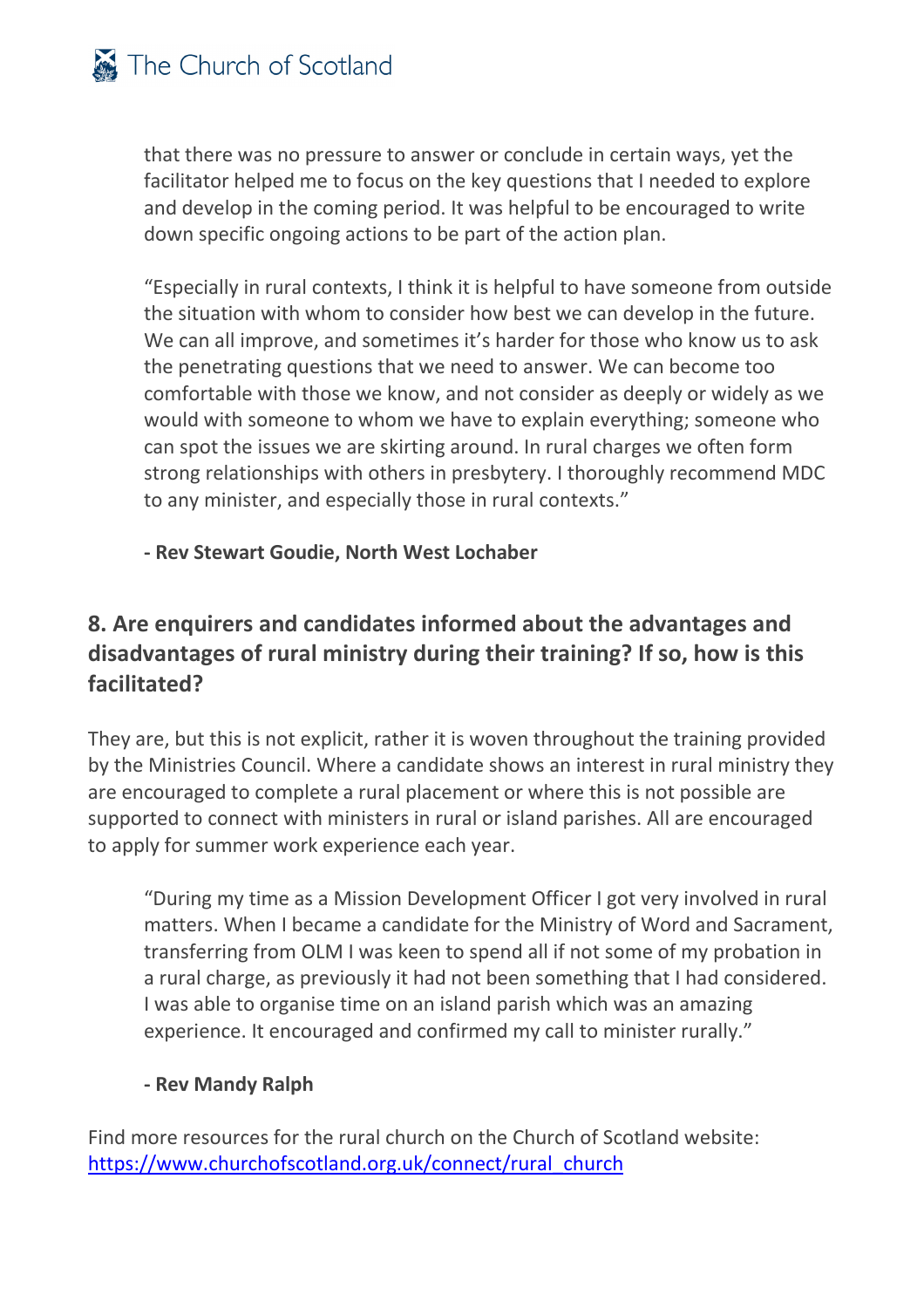that there was no pressure to answer or conclude in certain ways, yet the facilitator helped me to focus on the key questions that I needed to explore and develop in the coming period. It was helpful to be encouraged to write down specific ongoing actions to be part of the action plan.

"Especially in rural contexts, I think it is helpful to have someone from outside the situation with whom to consider how best we can develop in the future. We can all improve, and sometimes it's harder for those who know us to ask the penetrating questions that we need to answer. We can become too comfortable with those we know, and not consider as deeply or widely as we would with someone to whom we have to explain everything; someone who can spot the issues we are skirting around. In rural charges we often form strong relationships with others in presbytery. I thoroughly recommend MDC to any minister, and especially those in rural contexts."

**- Rev Stewart Goudie, North West Lochaber**

## 8. Are enquirers and candidates informed about the advantages and disadvantages of rural ministry during their training? If so, how is this facilitated?

They are, but this is not explicit, rather it is woven throughout the training provided by the Ministries Council. Where a candidate shows an interest in rural ministry they are encouraged to complete a rural placement or where this is not possible are supported to connect with ministers in rural or island parishes. All are encouraged to apply for summer work experience each year.

"During my time as a Mission Development Officer I got very involved in rural matters. When I became a candidate for the Ministry of Word and Sacrament, transferring from OLM I was keen to spend all if not some of my probation in a rural charge, as previously it had not been something that I had considered. I was able to organise time on an island parish which was an amazing experience. It encouraged and confirmed my call to minister rurally."

**- Rev Mandy Ralph**

Find more resources for the rural church on the Church of Scotland website: [https://www.churchofscotland.org.uk/connect/rural_church](https://www.churchofscotland.org.uk/connect/rural_church)